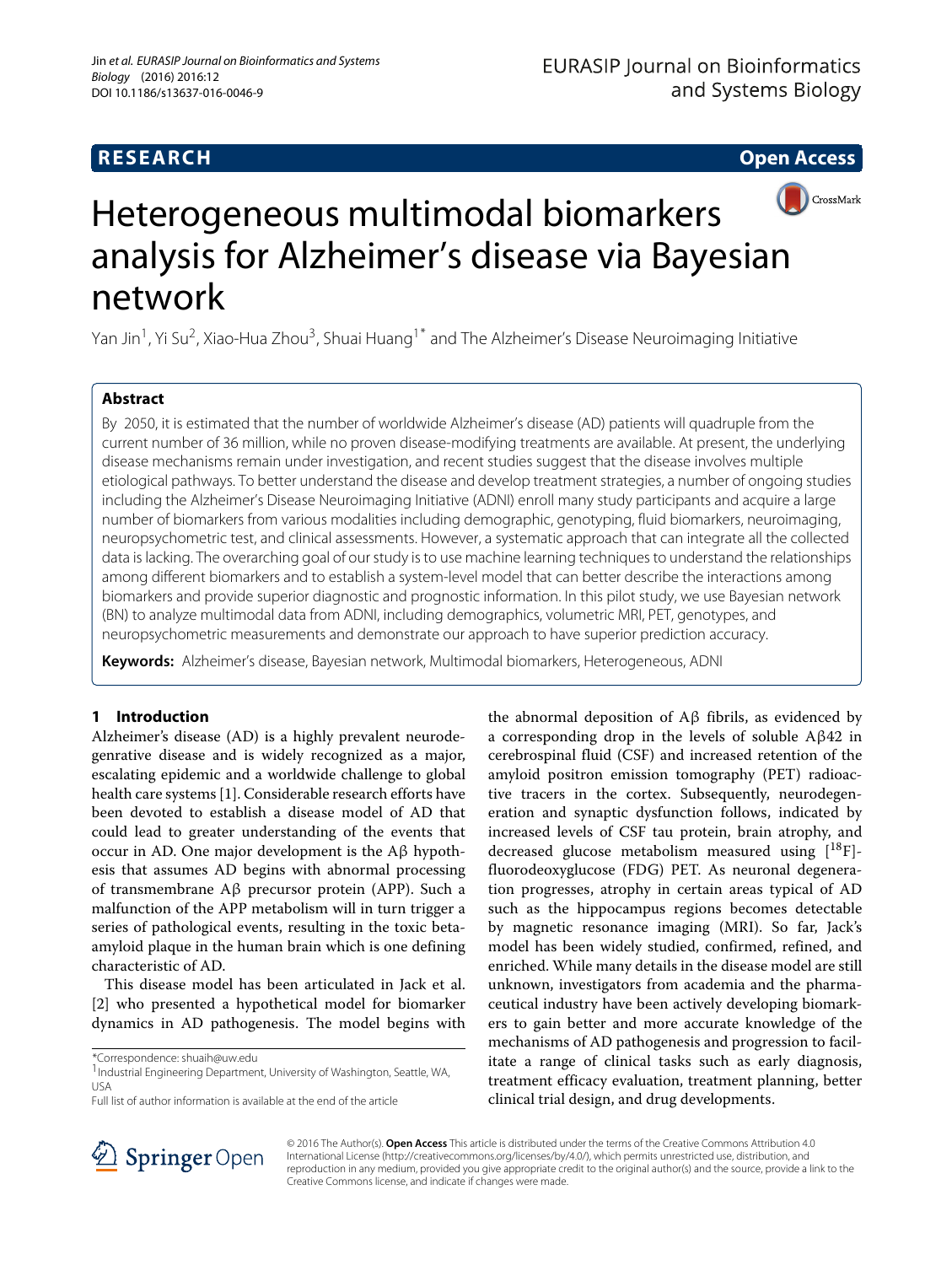**RESEARCH** **Open Access**

# Heterogeneous multimodal biomarkers analysis for Alzheimer's disease via Bayesian network

Yan Jin[1], Yi Su[2], Xiao-Hua Zhou[3], Shuai Huang[1*] and The Alzheimer's Disease Neuroimaging Initiative

## Abstract

By 2050, it is estimated that the number of worldwide Alzheimer's disease (AD) patients will quadruple from the current number of 36 million, while no proven disease-modifying treatments are available. At present, the underlying disease mechanisms remain under investigation, and recent studies suggest that the disease involves multiple etiological pathways. To better understand the disease and develop treatment strategies, a number of ongoing studies including the Alzheimer's Disease Neuroimaging Initiative (ADNI) enroll many study participants and acquire a large number of biomarkers from various modalities including demographic, genotyping, fluid biomarkers, neuroimaging, neuropsychometric test, and clinical assessments. However, a systematic approach that can integrate all the collected data is lacking. The overarching goal of our study is to use machine learning techniques to understand the relationships among different biomarkers and to establish a system-level model that can better describe the interactions among biomarkers and provide superior diagnostic and prognostic information. In this pilot study, we use Bayesian network (BN) to analyze multimodal data from ADNI, including demographics, volumetric MRI, PET, genotypes, and neuropsychometric measurements and demonstrate our approach to have superior prediction accuracy.

**Keywords:** Alzheimer's disease, Bayesian network, Multimodal biomarkers, Heterogeneous, ADNI

## 1 Introduction

Alzheimer's disease (AD) is a highly prevalent neurodegenrative disease and is widely recognized as a major, escalating epidemic and a worldwide challenge to global health care systems [1]. Considerable research efforts have been devoted to establish a disease model of AD that could lead to greater understanding of the events that occur in AD. One major development is the Aβ hypothesis that assumes AD begins with abnormal processing of transmembrane Aβ precursor protein (APP). Such a malfunction of the APP metabolism will in turn trigger a series of pathological events, resulting in the toxic beta-amyloid plaque in the human brain which is one defining characteristic of AD.

This disease model has been articulated in Jack et al. [2] who presented a hypothetical model for biomarker dynamics in AD pathogenesis. The model begins with the abnormal deposition of Aβ fibrils, as evidenced by a corresponding drop in the levels of soluble Aβ42 in cerebrospinal fluid (CSF) and increased retention of the amyloid positron emission tomography (PET) radioactive tracers in the cortex. Subsequently, neurodegeneration and synaptic dysfunction follows, indicated by increased levels of CSF tau protein, brain atrophy, and decreased glucose metabolism measured using [$^{18}$F]-fluorodeoxyglucose (FDG) PET. As neuronal degeneration progresses, atrophy in certain areas typical of AD such as the hippocampus regions becomes detectable by magnetic resonance imaging (MRI). So far, Jack's model has been widely studied, confirmed, refined, and enriched. While many details in the disease model are still unknown, investigators from academia and the pharmaceutical industry have been actively developing biomarkers to gain better and more accurate knowledge of the mechanisms of AD pathogenesis and progression to facilitate a range of clinical tasks such as early diagnosis, treatment efficacy evaluation, treatment planning, better clinical trial design, and drug developments.

*Correspondence: shuaih@uw.edu
[1] Industrial Engineering Department, University of Washington, Seattle, WA, USA
Full list of author information is available at the end of the article

© 2016 The Author(s). **Open Access** This article is distributed under the terms of the Creative Commons Attribution 4.0 International License (http://creativecommons.org/licenses/by/4.0/), which permits unrestricted use, distribution, and reproduction in any medium, provided you give appropriate credit to the original author(s) and the source, provide a link to the Creative Commons license, and indicate if changes were made.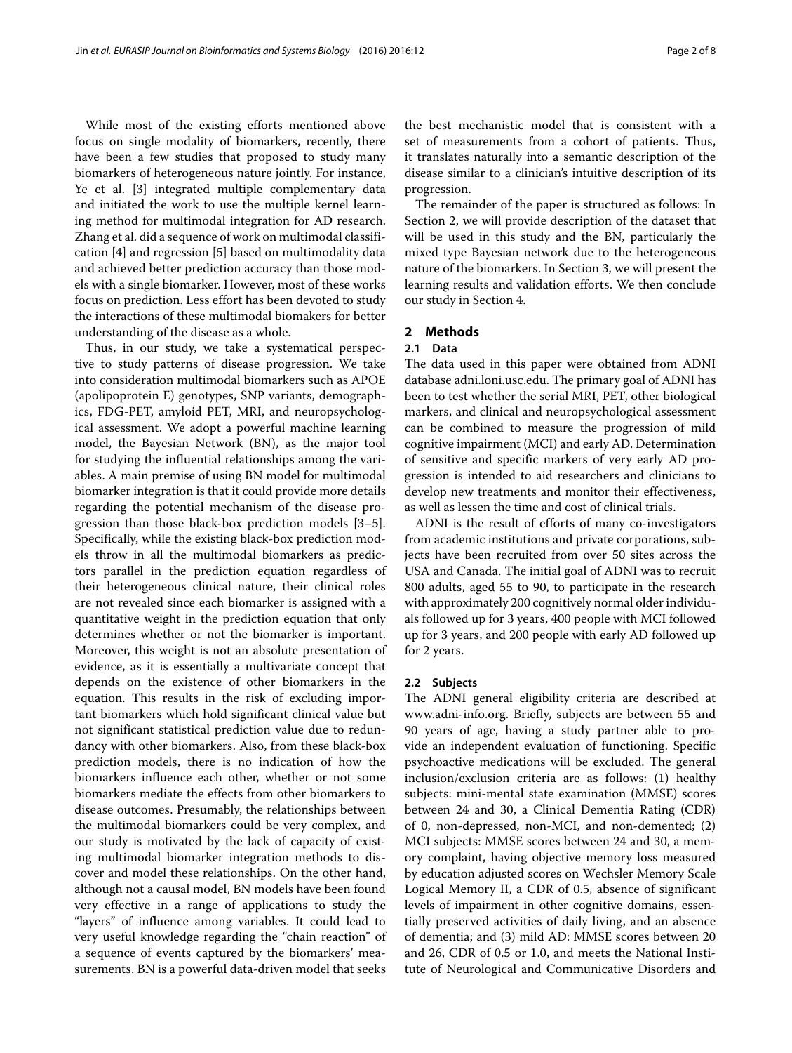While most of the existing efforts mentioned above focus on single modality of biomarkers, recently, there have been a few studies that proposed to study many biomarkers of heterogeneous nature jointly. For instance, Ye et al. [3] integrated multiple complementary data and initiated the work to use the multiple kernel learning method for multimodal integration for AD research. Zhang et al. did a sequence of work on multimodal classification [4] and regression [5] based on multimodality data and achieved better prediction accuracy than those models with a single biomarker. However, most of these works focus on prediction. Less effort has been devoted to study the interactions of these multimodal biomakers for better understanding of the disease as a whole.

Thus, in our study, we take a systematical perspective to study patterns of disease progression. We take into consideration multimodal biomarkers such as APOE (apolipoprotein E) genotypes, SNP variants, demographics, FDG-PET, amyloid PET, MRI, and neuropsychological assessment. We adopt a powerful machine learning model, the Bayesian Network (BN), as the major tool for studying the influential relationships among the variables. A main premise of using BN model for multimodal biomarker integration is that it could provide more details regarding the potential mechanism of the disease progression than those black-box prediction models [3–5]. Specifically, while the existing black-box prediction models throw in all the multimodal biomarkers as predictors parallel in the prediction equation regardless of their heterogeneous clinical nature, their clinical roles are not revealed since each biomarker is assigned with a quantitative weight in the prediction equation that only determines whether or not the biomarker is important. Moreover, this weight is not an absolute presentation of evidence, as it is essentially a multivariate concept that depends on the existence of other biomarkers in the equation. This results in the risk of excluding important biomarkers which hold significant clinical value but not significant statistical prediction value due to redundancy with other biomarkers. Also, from these black-box prediction models, there is no indication of how the biomarkers influence each other, whether or not some biomarkers mediate the effects from other biomarkers to disease outcomes. Presumably, the relationships between the multimodal biomarkers could be very complex, and our study is motivated by the lack of capacity of existing multimodal biomarker integration methods to discover and model these relationships. On the other hand, although not a causal model, BN models have been found very effective in a range of applications to study the "layers" of influence among variables. It could lead to very useful knowledge regarding the "chain reaction" of a sequence of events captured by the biomarkers' measurements. BN is a powerful data-driven model that seeks the best mechanistic model that is consistent with a set of measurements from a cohort of patients. Thus, it translates naturally into a semantic description of the disease similar to a clinician's intuitive description of its progression.

The remainder of the paper is structured as follows: In Section 2, we will provide description of the dataset that will be used in this study and the BN, particularly the mixed type Bayesian network due to the heterogeneous nature of the biomarkers. In Section 3, we will present the learning results and validation efforts. We then conclude our study in Section 4.

## 2 Methods

### 2.1 Data

The data used in this paper were obtained from ADNI database adni.loni.usc.edu. The primary goal of ADNI has been to test whether the serial MRI, PET, other biological markers, and clinical and neuropsychological assessment can be combined to measure the progression of mild cognitive impairment (MCI) and early AD. Determination of sensitive and specific markers of very early AD progression is intended to aid researchers and clinicians to develop new treatments and monitor their effectiveness, as well as lessen the time and cost of clinical trials.

ADNI is the result of efforts of many co-investigators from academic institutions and private corporations, subjects have been recruited from over 50 sites across the USA and Canada. The initial goal of ADNI was to recruit 800 adults, aged 55 to 90, to participate in the research with approximately 200 cognitively normal older individuals followed up for 3 years, 400 people with MCI followed up for 3 years, and 200 people with early AD followed up for 2 years.

### 2.2 Subjects

The ADNI general eligibility criteria are described at www.adni-info.org. Briefly, subjects are between 55 and 90 years of age, having a study partner able to provide an independent evaluation of functioning. Specific psychoactive medications will be excluded. The general inclusion/exclusion criteria are as follows: (1) healthy subjects: mini-mental state examination (MMSE) scores between 24 and 30, a Clinical Dementia Rating (CDR) of 0, non-depressed, non-MCI, and non-demented; (2) MCI subjects: MMSE scores between 24 and 30, a memory complaint, having objective memory loss measured by education adjusted scores on Wechsler Memory Scale Logical Memory II, a CDR of 0.5, absence of significant levels of impairment in other cognitive domains, essentially preserved activities of daily living, and an absence of dementia; and (3) mild AD: MMSE scores between 20 and 26, CDR of 0.5 or 1.0, and meets the National Institute of Neurological and Communicative Disorders and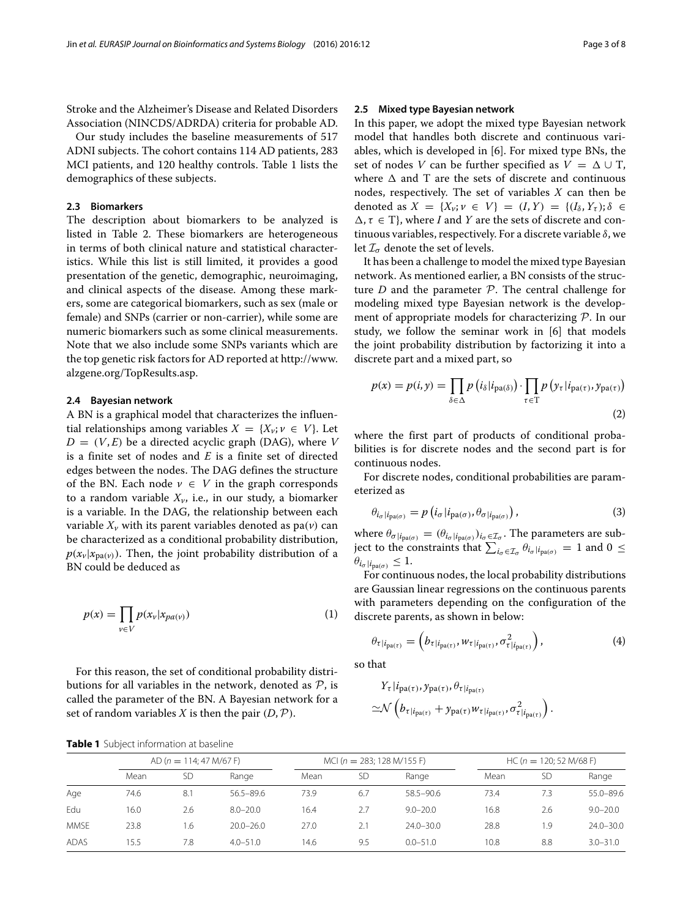Stroke and the Alzheimer's Disease and Related Disorders Association (NINCDS/ADRDA) criteria for probable AD.

Our study includes the baseline measurements of 517 ADNI subjects. The cohort contains 114 AD patients, 283 MCI patients, and 120 healthy controls. Table 1 lists the demographics of these subjects.

### 2.3 Biomarkers

The description about biomarkers to be analyzed is listed in Table 2. These biomarkers are heterogeneous in terms of both clinical nature and statistical characteristics. While this list is still limited, it provides a good presentation of the genetic, demographic, neuroimaging, and clinical aspects of the disease. Among these markers, some are categorical biomarkers, such as sex (male or female) and SNPs (carrier or non-carrier), while some are numeric biomarkers such as some clinical measurements. Note that we also include some SNPs variants which are the top genetic risk factors for AD reported at http://www.alzgene.org/TopResults.asp.

### 2.4 Bayesian network

A BN is a graphical model that characterizes the influential relationships among variables $X = \{X_v; v \in V\}$. Let $D = (V, E)$ be a directed acyclic graph (DAG), where $V$ is a finite set of nodes and $E$ is a finite set of directed edges between the nodes. The DAG defines the structure of the BN. Each node $v \in V$ in the graph corresponds to a random variable $X_v$, i.e., in our study, a biomarker is a variable. In the DAG, the relationship between each variable $X_v$ with its parent variables denoted as pa($v$) can be characterized as a conditional probability distribution, $p(x_v|x_{\text{pa}(v)})$. Then, the joint probability distribution of a BN could be deduced as

$$p(x) = \prod_{v \in V} p(x_v|x_{pa(v)}) \tag{1}$$

For this reason, the set of conditional probability distributions for all variables in the network, denoted as $\mathcal{P}$, is called the parameter of the BN. A Bayesian network for a set of random variables $X$ is then the pair $(D, \mathcal{P})$.

### 2.5 Mixed type Bayesian network

In this paper, we adopt the mixed type Bayesian network model that handles both discrete and continuous variables, which is developed in [6]. For mixed type BNs, the set of nodes $V$ can be further specified as $V = \Delta \cup \mathrm{T}$, where $\Delta$ and $\mathrm{T}$ are the sets of discrete and continuous nodes, respectively. The set of variables $X$ can then be denoted as $X = \{X_v; v \in V\} = (I, Y) = \{(I_\delta, Y_\tau); \delta \in \Delta, \tau \in \mathrm{T}\}$, where $I$ and $Y$ are the sets of discrete and continuous variables, respectively. For a discrete variable $\delta$, we let $\mathcal{I}_\sigma$ denote the set of levels.

It has been a challenge to model the mixed type Bayesian network. As mentioned earlier, a BN consists of the structure $D$ and the parameter $\mathcal{P}$. The central challenge for modeling mixed type Bayesian network is the development of appropriate models for characterizing $\mathcal{P}$. In our study, we follow the seminar work in [6] that models the joint probability distribution by factorizing it into a discrete part and a mixed part, so

$$p(x) = p(i, y) = \prod_{\delta \in \Delta} p\left(i_\delta | i_{\text{pa}(\delta)}\right) \cdot \prod_{\tau \in \mathrm{T}} p\left(y_\tau | i_{\text{pa}(\tau)}, y_{\text{pa}(\tau)}\right) \tag{2}$$

where the first part of products of conditional probabilities is for discrete nodes and the second part is for continuous nodes.

For discrete nodes, conditional probabilities are parameterized as

$$\theta_{i_\sigma | i_{\text{pa}(\sigma)}} = p\left(i_\sigma | i_{\text{pa}(\sigma)}, \theta_{\sigma | i_{\text{pa}(\sigma)}}\right), \tag{3}$$

where $\theta_{\sigma|i_{\text{pa}(\sigma)}} = (\theta_{i_\sigma|i_{\text{pa}(\sigma)}})_{i_\sigma \in \mathcal{I}_\sigma}$. The parameters are subject to the constraints that $\sum_{i_\sigma \in \mathcal{I}_\sigma} \theta_{i_\sigma|i_{\text{pa}(\sigma)}} = 1$ and $0 \leq \theta_{i_\sigma|i_{\text{pa}(\sigma)}} \leq 1$.

For continuous nodes, the local probability distributions are Gaussian linear regressions on the continuous parents with parameters depending on the configuration of the discrete parents, as shown in below:

$$\theta_{\tau | i_{\text{pa}(\tau)}} = \left(b_{\tau | i_{\text{pa}(\tau)}}, w_{\tau | i_{\text{pa}(\tau)}}, \sigma^2_{\tau | i_{\text{pa}(\tau)}}\right), \tag{4}$$

so that

$$Y_\tau | i_{\text{pa}(\tau)}, y_{\text{pa}(\tau)}, \theta_{\tau | i_{\text{pa}(\tau)}} \simeq \mathcal{N}\left(b_{\tau | i_{\text{pa}(\tau)}} + y_{\text{pa}(\tau)} w_{\tau | i_{\text{pa}(\tau)}}, \sigma^2_{\tau | i_{\text{pa}(\tau)}}\right).$$

**Table 1** Subject information at baseline

| | AD ($n$ = 114; 47 M/67 F) | | | MCI ($n$ = 283; 128 M/155 F) | | | HC ($n$ = 120; 52 M/68 F) | | |
|---|---|---|---|---|---|---|---|---|---|
| | Mean | SD | Range | Mean | SD | Range | Mean | SD | Range |
| Age | 74.6 | 8.1 | 56.5–89.6 | 73.9 | 6.7 | 58.5–90.6 | 73.4 | 7.3 | 55.0–89.6 |
| Edu | 16.0 | 2.6 | 8.0–20.0 | 16.4 | 2.7 | 9.0–20.0 | 16.8 | 2.6 | 9.0–20.0 |
| MMSE | 23.8 | 1.6 | 20.0–26.0 | 27.0 | 2.1 | 24.0–30.0 | 28.8 | 1.9 | 24.0–30.0 |
| ADAS | 15.5 | 7.8 | 4.0–51.0 | 14.6 | 9.5 | 0.0–51.0 | 10.8 | 8.8 | 3.0–31.0 |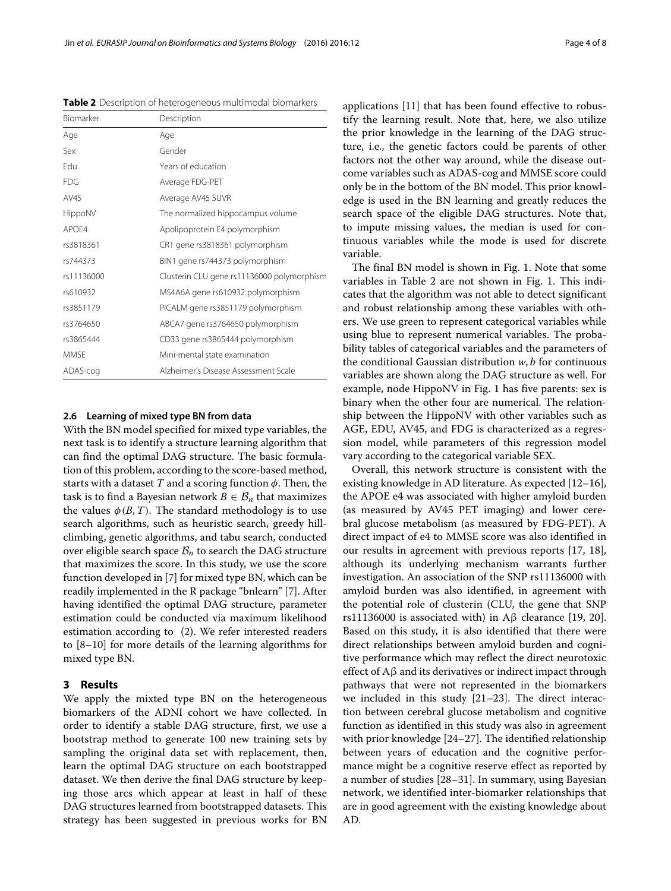**Table 2** Description of heterogeneous multimodal biomarkers

| Biomarker | Description |
|---|---|
| Age | Age |
| Sex | Gender |
| Edu | Years of education |
| FDG | Average FDG-PET |
| AV45 | Average AV45 SUVR |
| HippoNV | The normalized hippocampus volume |
| APOE4 | Apolipoprotein E4 polymorphism |
| rs3818361 | CR1 gene rs3818361 polymorphism |
| rs744373 | BIN1 gene rs744373 polymorphism |
| rs11136000 | Clusterin CLU gene rs11136000 polymorphism |
| rs610932 | MS4A6A gene rs610932 polymorphism |
| rs3851179 | PICALM gene rs3851179 polymorphism |
| rs3764650 | ABCA7 gene rs3764650 polymorphism |
| rs3865444 | CD33 gene rs3865444 polymorphism |
| MMSE | Mini-mental state examination |
| ADAS-cog | Alzheimer's Disease Assessment Scale |

### 2.6 Learning of mixed type BN from data

With the BN model specified for mixed type variables, the next task is to identify a structure learning algorithm that can find the optimal DAG structure. The basic formulation of this problem, according to the score-based method, starts with a dataset $T$ and a scoring function $\phi$. Then, the task is to find a Bayesian network $B \in \mathcal{B}_n$ that maximizes the values $\phi(B, T)$. The standard methodology is to use search algorithms, such as heuristic search, greedy hill-climbing, genetic algorithms, and tabu search, conducted over eligible search space $\mathcal{B}_n$ to search the DAG structure that maximizes the score. In this study, we use the score function developed in [7] for mixed type BN, which can be readily implemented in the R package "bnlearn" [7]. After having identified the optimal DAG structure, parameter estimation could be conducted via maximum likelihood estimation according to (2). We refer interested readers to [8–10] for more details of the learning algorithms for mixed type BN.

## 3 Results

We apply the mixted type BN on the heterogeneous biomarkers of the ADNI cohort we have collected. In order to identify a stable DAG structure, first, we use a bootstrap method to generate 100 new training sets by sampling the original data set with replacement, then, learn the optimal DAG structure on each bootstrapped dataset. We then derive the final DAG structure by keeping those arcs which appear at least in half of these DAG structures learned from bootstrapped datasets. This strategy has been suggested in previous works for BN applications [11] that has been found effective to robustify the learning result. Note that, here, we also utilize the prior knowledge in the learning of the DAG structure, i.e., the genetic factors could be parents of other factors not the other way around, while the disease outcome variables such as ADAS-cog and MMSE score could only be in the bottom of the BN model. This prior knowledge is used in the BN learning and greatly reduces the search space of the eligible DAG structures. Note that, to impute missing values, the median is used for continuous variables while the mode is used for discrete variable.

The final BN model is shown in Fig. 1. Note that some variables in Table 2 are not shown in Fig. 1. This indicates that the algorithm was not able to detect significant and robust relationship among these variables with others. We use green to represent categorical variables while using blue to represent numerical variables. The probability tables of categorical variables and the parameters of the conditional Gaussian distribution $w, b$ for continuous variables are shown along the DAG structure as well. For example, node HippoNV in Fig. 1 has five parents: sex is binary when the other four are numerical. The relationship between the HippoNV with other variables such as AGE, EDU, AV45, and FDG is characterized as a regression model, while parameters of this regression model vary according to the categorical variable SEX.

Overall, this network structure is consistent with the existing knowledge in AD literature. As expected [12–16], the APOE e4 was associated with higher amyloid burden (as measured by AV45 PET imaging) and lower cerebral glucose metabolism (as measured by FDG-PET). A direct impact of e4 to MMSE score was also identified in our results in agreement with previous reports [17, 18], although its underlying mechanism warrants further investigation. An association of the SNP rs11136000 with amyloid burden was also identified, in agreement with the potential role of clusterin (CLU, the gene that SNP rs11136000 is associated with) in Aβ clearance [19, 20]. Based on this study, it is also identified that there were direct relationships between amyloid burden and cognitive performance which may reflect the direct neurotoxic effect of Aβ and its derivatives or indirect impact through pathways that were not represented in the biomarkers we included in this study [21–23]. The direct interaction between cerebral glucose metabolism and cognitive function as identified in this study was also in agreement with prior knowledge [24–27]. The identified relationship between years of education and the cognitive performance might be a cognitive reserve effect as reported by a number of studies [28–31]. In summary, using Bayesian network, we identified inter-biomarker relationships that are in good agreement with the existing knowledge about AD.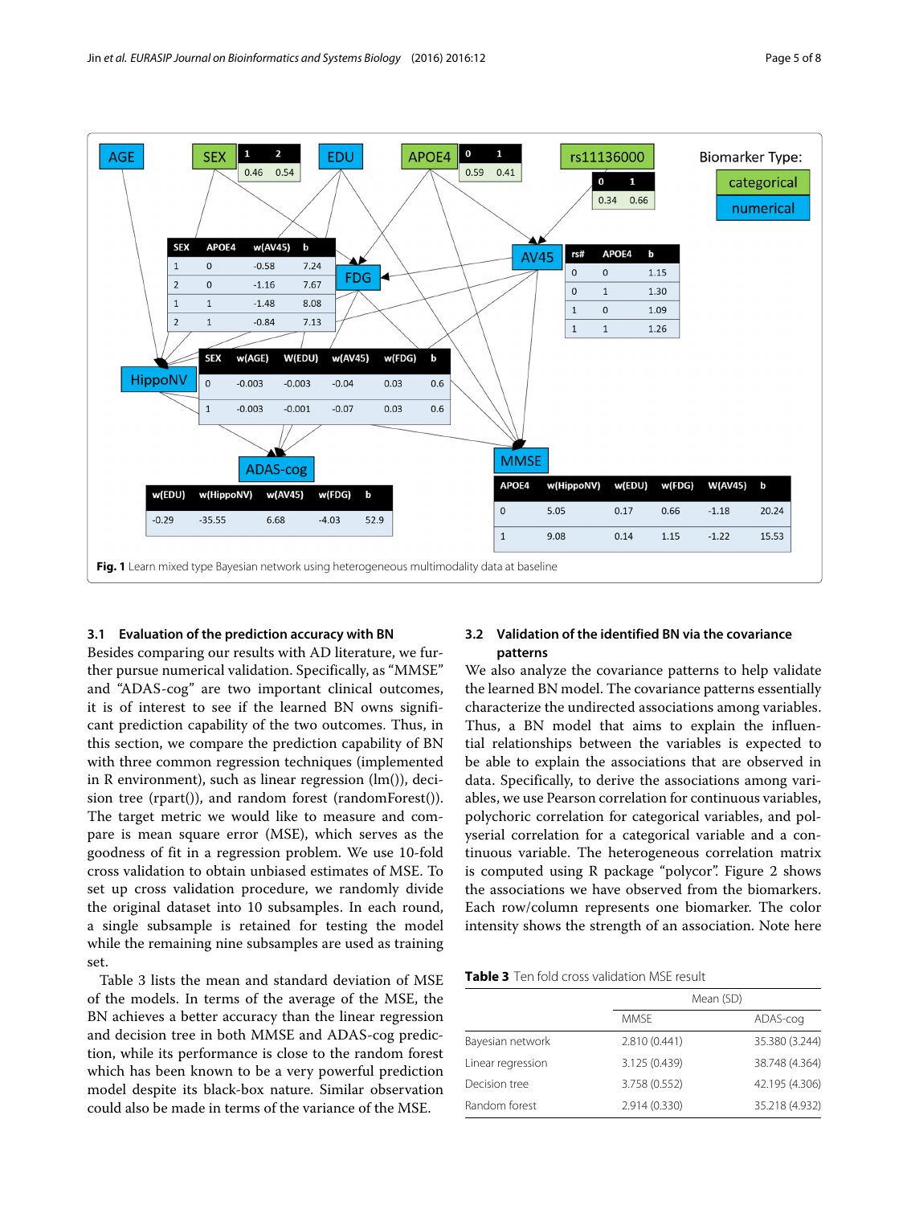Fig. 1 Learn mixed type Bayesian network using heterogeneous multimodality data at baseline

### 3.1 Evaluation of the prediction accuracy with BN

Besides comparing our results with AD literature, we further pursue numerical validation. Specifically, as "MMSE" and "ADAS-cog" are two important clinical outcomes, it is of interest to see if the learned BN owns significant prediction capability of the two outcomes. Thus, in this section, we compare the prediction capability of BN with three common regression techniques (implemented in R environment), such as linear regression (lm()), decision tree (rpart()), and random forest (randomForest()). The target metric we would like to measure and compare is mean square error (MSE), which serves as the goodness of fit in a regression problem. We use 10-fold cross validation to obtain unbiased estimates of MSE. To set up cross validation procedure, we randomly divide the original dataset into 10 subsamples. In each round, a single subsample is retained for testing the model while the remaining nine subsamples are used as training set.

Table 3 lists the mean and standard deviation of MSE of the models. In terms of the average of the MSE, the BN achieves a better accuracy than the linear regression and decision tree in both MMSE and ADAS-cog prediction, while its performance is close to the random forest which has been known to be a very powerful prediction model despite its black-box nature. Similar observation could also be made in terms of the variance of the MSE.

### 3.2 Validation of the identified BN via the covariance patterns

We also analyze the covariance patterns to help validate the learned BN model. The covariance patterns essentially characterize the undirected associations among variables. Thus, a BN model that aims to explain the influential relationships between the variables is expected to be able to explain the associations that are observed in data. Specifically, to derive the associations among variables, we use Pearson correlation for continuous variables, polychoric correlation for categorical variables, and polyserial correlation for a categorical variable and a continuous variable. The heterogeneous correlation matrix is computed using R package "polycor". Figure 2 shows the associations we have observed from the biomarkers. Each row/column represents one biomarker. The color intensity shows the strength of an association. Note here

**Table 3** Ten fold cross validation MSE result

| | Mean (SD) | |
|---|---|---|
| | MMSE | ADAS-cog |
| Bayesian network | 2.810 (0.441) | 35.380 (3.244) |
| Linear regression | 3.125 (0.439) | 38.748 (4.364) |
| Decision tree | 3.758 (0.552) | 42.195 (4.306) |
| Random forest | 2.914 (0.330) | 35.218 (4.932) |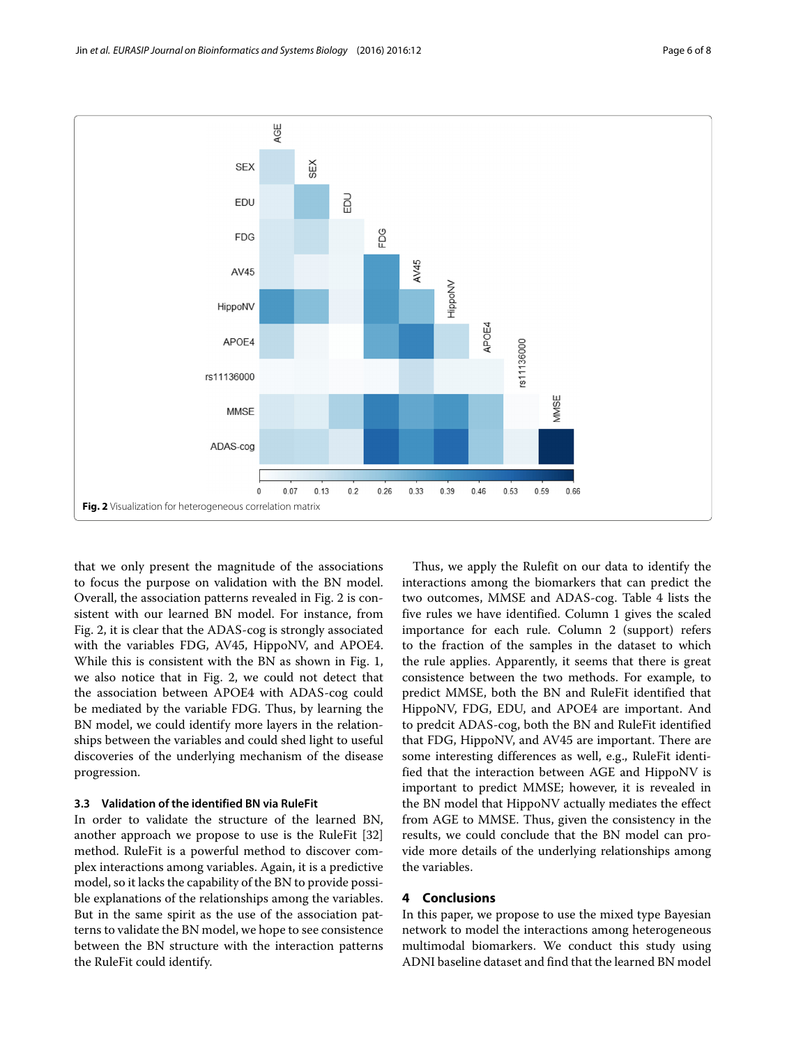Fig. 2 Visualization for heterogeneous correlation matrix

that we only present the magnitude of the associations to focus the purpose on validation with the BN model. Overall, the association patterns revealed in Fig. 2 is consistent with our learned BN model. For instance, from Fig. 2, it is clear that the ADAS-cog is strongly associated with the variables FDG, AV45, HippoNV, and APOE4. While this is consistent with the BN as shown in Fig. 1, we also notice that in Fig. 2, we could not detect that the association between APOE4 with ADAS-cog could be mediated by the variable FDG. Thus, by learning the BN model, we could identify more layers in the relationships between the variables and could shed light to useful discoveries of the underlying mechanism of the disease progression.

### 3.3 Validation of the identified BN via RuleFit

In order to validate the structure of the learned BN, another approach we propose to use is the RuleFit [32] method. RuleFit is a powerful method to discover complex interactions among variables. Again, it is a predictive model, so it lacks the capability of the BN to provide possible explanations of the relationships among the variables. But in the same spirit as the use of the association patterns to validate the BN model, we hope to see consistence between the BN structure with the interaction patterns the RuleFit could identify.

Thus, we apply the Rulefit on our data to identify the interactions among the biomarkers that can predict the two outcomes, MMSE and ADAS-cog. Table 4 lists the five rules we have identified. Column 1 gives the scaled importance for each rule. Column 2 (support) refers to the fraction of the samples in the dataset to which the rule applies. Apparently, it seems that there is great consistence between the two methods. For example, to predict MMSE, both the BN and RuleFit identified that HippoNV, FDG, EDU, and APOE4 are important. And to predcit ADAS-cog, both the BN and RuleFit identified that FDG, HippoNV, and AV45 are important. There are some interesting differences as well, e.g., RuleFit identified that the interaction between AGE and HippoNV is important to predict MMSE; however, it is revealed in the BN model that HippoNV actually mediates the effect from AGE to MMSE. Thus, given the consistency in the results, we could conclude that the BN model can provide more details of the underlying relationships among the variables.

## 4 Conclusions

In this paper, we propose to use the mixed type Bayesian network to model the interactions among heterogeneous multimodal biomarkers. We conduct this study using ADNI baseline dataset and find that the learned BN model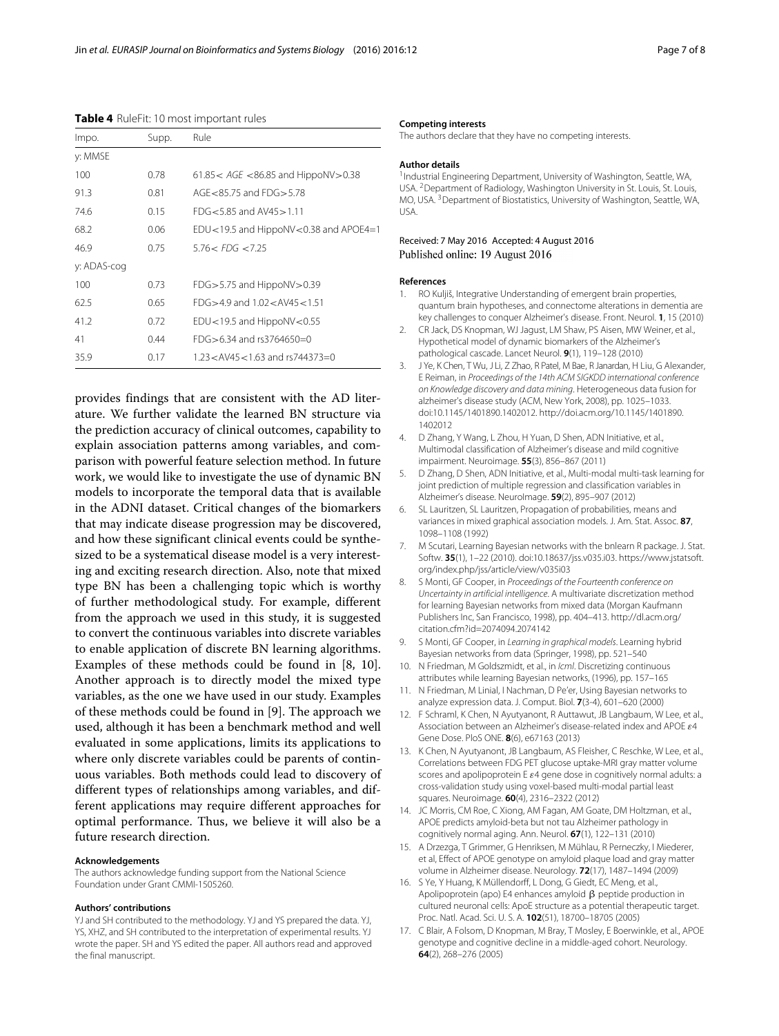**Table 4** RuleFit: 10 most important rules

| Impo. | Supp. | Rule |
|---|---|---|
| y: MMSE | | |
| 100 | 0.78 | 61.85< *AGE* <86.85 and HippoNV>0.38 |
| 91.3 | 0.81 | AGE<85.75 and FDG>5.78 |
| 74.6 | 0.15 | FDG<5.85 and AV45>1.11 |
| 68.2 | 0.06 | EDU<19.5 and HippoNV<0.38 and APOE4=1 |
| 46.9 | 0.75 | 5.76< *FDG* <7.25 |
| y: ADAS-cog | | |
| 100 | 0.73 | FDG>5.75 and HippoNV>0.39 |
| 62.5 | 0.65 | FDG>4.9 and 1.02<AV45<1.51 |
| 41.2 | 0.72 | EDU<19.5 and HippoNV<0.55 |
| 41 | 0.44 | FDG>6.34 and rs3764650=0 |
| 35.9 | 0.17 | 1.23<AV45<1.63 and rs744373=0 |

provides findings that are consistent with the AD literature. We further validate the learned BN structure via the prediction accuracy of clinical outcomes, capability to explain association patterns among variables, and comparison with powerful feature selection method. In future work, we would like to investigate the use of dynamic BN models to incorporate the temporal data that is available in the ADNI dataset. Critical changes of the biomarkers that may indicate disease progression may be discovered, and how these significant clinical events could be synthesized to be a systematical disease model is a very interesting and exciting research direction. Also, note that mixed type BN has been a challenging topic which is worthy of further methodological study. For example, different from the approach we used in this study, it is suggested to convert the continuous variables into discrete variables to enable application of discrete BN learning algorithms. Examples of these methods could be found in [8, 10]. Another approach is to directly model the mixed type variables, as the one we have used in our study. Examples of these methods could be found in [9]. The approach we used, although it has been a benchmark method and well evaluated in some applications, limits its applications to where only discrete variables could be parents of continuous variables. Both methods could lead to discovery of different types of relationships among variables, and different applications may require different approaches for optimal performance. Thus, we believe it will also be a future research direction.

#### Acknowledgements
The authors acknowledge funding support from the National Science Foundation under Grant CMMI-1505260.

#### Authors' contributions
YJ and SH contributed to the methodology. YJ and YS prepared the data. YJ, YS, XHZ, and SH contributed to the interpretation of experimental results. YJ wrote the paper. SH and YS edited the paper. All authors read and approved the final manuscript.

#### Competing interests
The authors declare that they have no competing interests.

#### Author details
[1]Industrial Engineering Department, University of Washington, Seattle, WA, USA. [2]Department of Radiology, Washington University in St. Louis, St. Louis, MO, USA. [3]Department of Biostatistics, University of Washington, Seattle, WA, USA.

Received: 7 May 2016 Accepted: 4 August 2016
Published online: 19 August 2016

#### References
1. RO Kuljiš, Integrative Understanding of emergent brain properties, quantum brain hypotheses, and connectome alterations in dementia are key challenges to conquer Alzheimer's disease. Front. Neurol. **1**, 15 (2010)
2. CR Jack, DS Knopman, WJ Jagust, LM Shaw, PS Aisen, MW Weiner, et al., Hypothetical model of dynamic biomarkers of the Alzheimer's pathological cascade. Lancet Neurol. **9**(1), 119–128 (2010)
3. J Ye, K Chen, T Wu, J Li, Z Zhao, R Patel, M Bae, R Janardan, H Liu, G Alexander, E Reiman, in *Proceedings of the 14th ACM SIGKDD international conference on Knowledge discovery and data mining*. Heterogeneous data fusion for alzheimer's disease study (ACM, New York, 2008), pp. 1025–1033. doi:10.1145/1401890.1402012. http://doi.acm.org/10.1145/1401890.1402012
4. D Zhang, Y Wang, L Zhou, H Yuan, D Shen, ADN Initiative, et al., Multimodal classification of Alzheimer's disease and mild cognitive impairment. Neuroimage. **55**(3), 856–867 (2011)
5. D Zhang, D Shen, ADN Initiative, et al., Multi-modal multi-task learning for joint prediction of multiple regression and classification variables in Alzheimer's disease. NeuroImage. **59**(2), 895–907 (2012)
6. SL Lauritzen, SL Lauritzen, Propagation of probabilities, means and variances in mixed graphical association models. J. Am. Stat. Assoc. **87**, 1098–1108 (1992)
7. M Scutari, Learning Bayesian networks with the bnlearn R package. J. Stat. Softw. **35**(1), 1–22 (2010). doi:10.18637/jss.v035.i03. https://www.jstatsoft.org/index.php/jss/article/view/v035i03
8. S Monti, GF Cooper, in *Proceedings of the Fourteenth conference on Uncertainty in artificial intelligence*. A multivariate discretization method for learning Bayesian networks from mixed data (Morgan Kaufmann Publishers Inc, San Francisco, 1998), pp. 404–413. http://dl.acm.org/citation.cfm?id=2074094.2074142
9. S Monti, GF Cooper, in *Learning in graphical models*. Learning hybrid Bayesian networks from data (Springer, 1998), pp. 521–540
10. N Friedman, M Goldszmidt, et al., in *Icml*. Discretizing continuous attributes while learning Bayesian networks, (1996), pp. 157–165
11. N Friedman, M Linial, I Nachman, D Pe'er, Using Bayesian networks to analyze expression data. J. Comput. Biol. **7**(3-4), 601–620 (2000)
12. F Schraml, K Chen, N Ayutyanont, R Auttawut, JB Langbaum, W Lee, et al., Association between an Alzheimer's disease-related index and APOE $\varepsilon 4$ Gene Dose. PloS ONE. **8**(6), e67163 (2013)
13. K Chen, N Ayutyanont, JB Langbaum, AS Fleisher, C Reschke, W Lee, et al., Correlations between FDG PET glucose uptake-MRI gray matter volume scores and apolipoprotein E $\varepsilon 4$ gene dose in cognitively normal adults: a cross-validation study using voxel-based multi-modal partial least squares. Neuroimage. **60**(4), 2316–2322 (2012)
14. JC Morris, CM Roe, C Xiong, AM Fagan, AM Goate, DM Holtzman, et al., APOE predicts amyloid-beta but not tau Alzheimer pathology in cognitively normal aging. Ann. Neurol. **67**(1), 122–131 (2010)
15. A Drzezga, T Grimmer, G Henriksen, M Mühlau, R Perneczky, I Miederer, et al, Effect of APOE genotype on amyloid plaque load and gray matter volume in Alzheimer disease. Neurology. **72**(17), 1487–1494 (2009)
16. S Ye, Y Huang, K Müllendorff, L Dong, G Giedt, EC Meng, et al., Apolipoprotein (apo) E4 enhances amyloid $\beta$ peptide production in cultured neuronal cells: ApoE structure as a potential therapeutic target. Proc. Natl. Acad. Sci. U. S. A. **102**(51), 18700–18705 (2005)
17. C Blair, A Folsom, D Knopman, M Bray, T Mosley, E Boerwinkle, et al., APOE genotype and cognitive decline in a middle-aged cohort. Neurology. **64**(2), 268–276 (2005)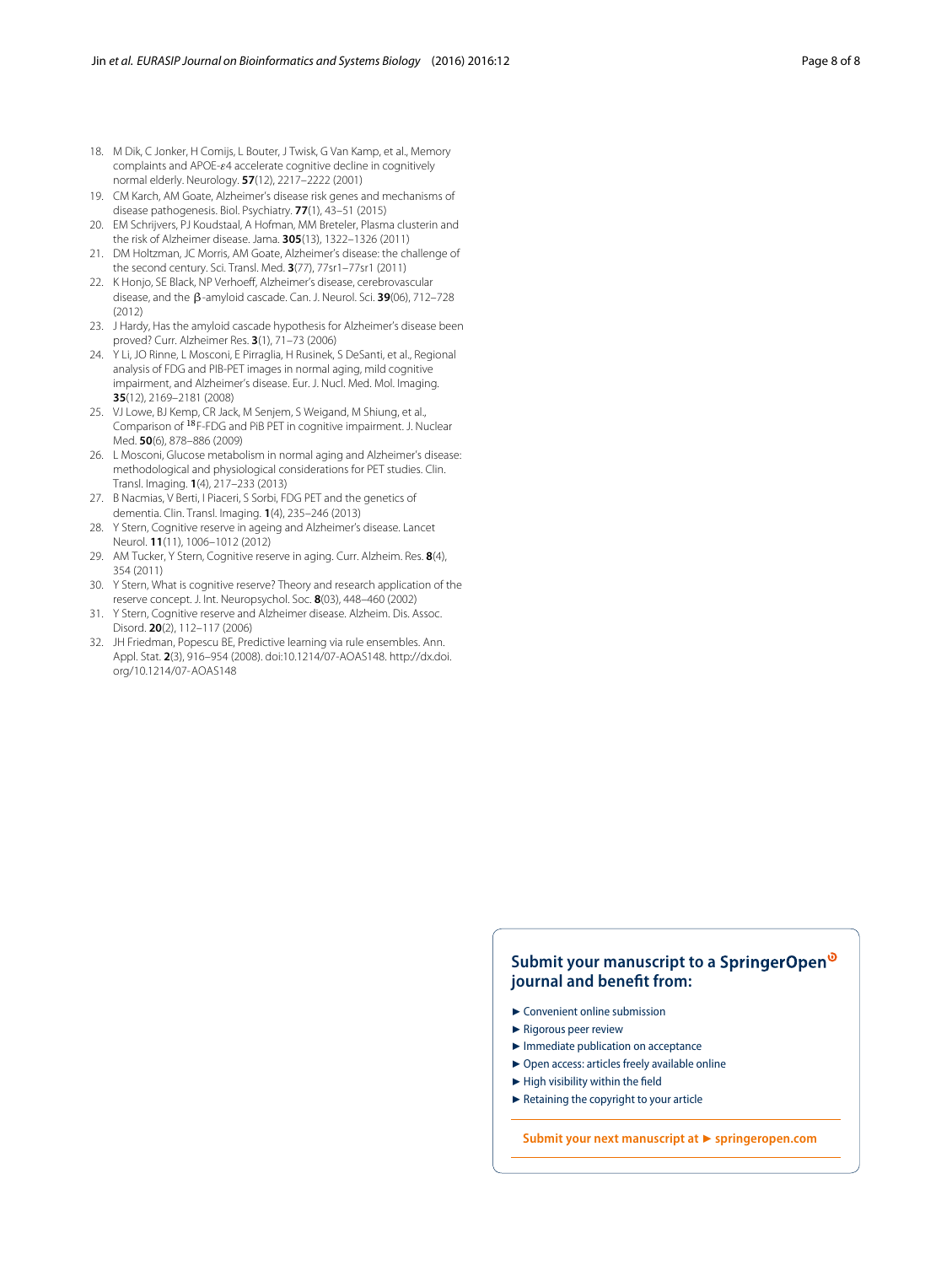18. M Dik, C Jonker, H Comijs, L Bouter, J Twisk, G Van Kamp, et al., Memory complaints and APOE-ε4 accelerate cognitive decline in cognitively normal elderly. Neurology. **57**(12), 2217–2222 (2001)
19. CM Karch, AM Goate, Alzheimer's disease risk genes and mechanisms of disease pathogenesis. Biol. Psychiatry. **77**(1), 43–51 (2015)
20. EM Schrijvers, PJ Koudstaal, A Hofman, MM Breteler, Plasma clusterin and the risk of Alzheimer disease. Jama. **305**(13), 1322–1326 (2011)
21. DM Holtzman, JC Morris, AM Goate, Alzheimer's disease: the challenge of the second century. Sci. Transl. Med. **3**(77), 77sr1–77sr1 (2011)
22. K Honjo, SE Black, NP Verhoeff, Alzheimer's disease, cerebrovascular disease, and the β-amyloid cascade. Can. J. Neurol. Sci. **39**(06), 712–728 (2012)
23. J Hardy, Has the amyloid cascade hypothesis for Alzheimer's disease been proved? Curr. Alzheimer Res. **3**(1), 71–73 (2006)
24. Y Li, JO Rinne, L Mosconi, E Pirraglia, H Rusinek, S DeSanti, et al., Regional analysis of FDG and PIB-PET images in normal aging, mild cognitive impairment, and Alzheimer's disease. Eur. J. Nucl. Med. Mol. Imaging. **35**(12), 2169–2181 (2008)
25. VJ Lowe, BJ Kemp, CR Jack, M Senjem, S Weigand, M Shiung, et al., Comparison of $^{18}$F-FDG and PiB PET in cognitive impairment. J. Nuclear Med. **50**(6), 878–886 (2009)
26. L Mosconi, Glucose metabolism in normal aging and Alzheimer's disease: methodological and physiological considerations for PET studies. Clin. Transl. Imaging. **1**(4), 217–233 (2013)
27. B Nacmias, V Berti, I Piaceri, S Sorbi, FDG PET and the genetics of dementia. Clin. Transl. Imaging. **1**(4), 235–246 (2013)
28. Y Stern, Cognitive reserve in ageing and Alzheimer's disease. Lancet Neurol. **11**(11), 1006–1012 (2012)
29. AM Tucker, Y Stern, Cognitive reserve in aging. Curr. Alzheim. Res. **8**(4), 354 (2011)
30. Y Stern, What is cognitive reserve? Theory and research application of the reserve concept. J. Int. Neuropsychol. Soc. **8**(03), 448–460 (2002)
31. Y Stern, Cognitive reserve and Alzheimer disease. Alzheim. Dis. Assoc. Disord. **20**(2), 112–117 (2006)
32. JH Friedman, Popescu BE, Predictive learning via rule ensembles. Ann. Appl. Stat. **2**(3), 916–954 (2008). doi:10.1214/07-AOAS148. http://dx.doi.org/10.1214/07-AOAS148

**Submit your manuscript to a SpringerOpen journal and benefit from:**

- ► Convenient online submission
- ► Rigorous peer review
- ► Immediate publication on acceptance
- ► Open access: articles freely available online
- ► High visibility within the field
- ► Retaining the copyright to your article

**Submit your next manuscript at ► springeropen.com**